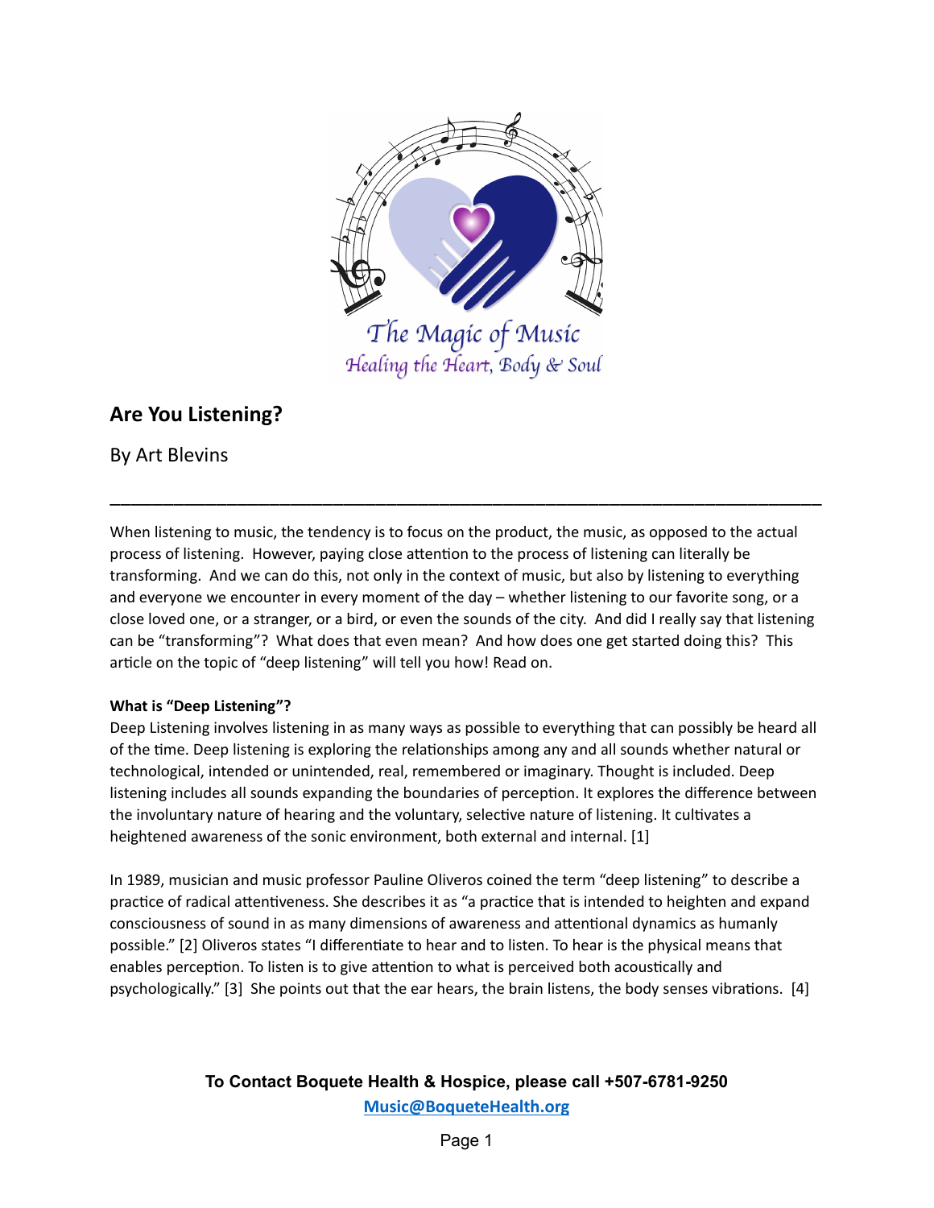The Magic of Music

Healing the Heart, Body & Soul

# Are You Listening?

By Art Blevins

---

When listening to music, the tendency is to focus on the product, the music, as opposed to the actual process of listening. However, paying close attention to the process of listening can literally be transforming. And we can do this, not only in the context of music, but also by listening to everything and everyone we encounter in every moment of the day – whether listening to our favorite song, or a close loved one, or a stranger, or a bird, or even the sounds of the city. And did I really say that listening can be "transforming"? What does that even mean? And how does one get started doing this? This article on the topic of "deep listening" will tell you how! Read on.

**What is "Deep Listening"?**

Deep Listening involves listening in as many ways as possible to everything that can possibly be heard all of the time. Deep listening is exploring the relationships among any and all sounds whether natural or technological, intended or unintended, real, remembered or imaginary. Thought is included. Deep listening includes all sounds expanding the boundaries of perception. It explores the difference between the involuntary nature of hearing and the voluntary, selective nature of listening. It cultivates a heightened awareness of the sonic environment, both external and internal. [1]

In 1989, musician and music professor Pauline Oliveros coined the term "deep listening" to describe a practice of radical attentiveness. She describes it as "a practice that is intended to heighten and expand consciousness of sound in as many dimensions of awareness and attentional dynamics as humanly possible." [2] Oliveros states "I differentiate to hear and to listen. To hear is the physical means that enables perception. To listen is to give attention to what is perceived both acoustically and psychologically." [3] She points out that the ear hears, the brain listens, the body senses vibrations. [4]

**To Contact Boquete Health & Hospice, please call +507-6781-9250**

Music@BoqueteHealth.org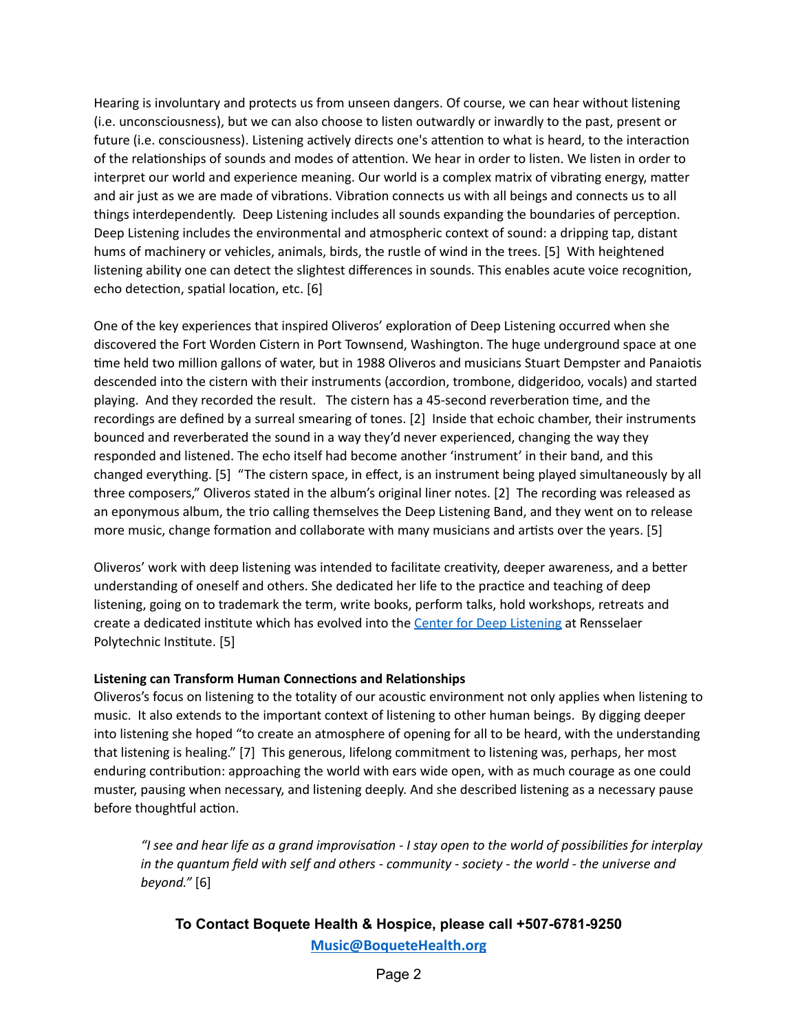Hearing is involuntary and protects us from unseen dangers. Of course, we can hear without listening (i.e. unconsciousness), but we can also choose to listen outwardly or inwardly to the past, present or future (i.e. consciousness). Listening actively directs one's attention to what is heard, to the interaction of the relationships of sounds and modes of attention. We hear in order to listen. We listen in order to interpret our world and experience meaning. Our world is a complex matrix of vibrating energy, matter and air just as we are made of vibrations. Vibration connects us with all beings and connects us to all things interdependently. Deep Listening includes all sounds expanding the boundaries of perception. Deep Listening includes the environmental and atmospheric context of sound: a dripping tap, distant hums of machinery or vehicles, animals, birds, the rustle of wind in the trees. [5] With heightened listening ability one can detect the slightest differences in sounds. This enables acute voice recognition, echo detection, spatial location, etc. [6]

One of the key experiences that inspired Oliveros' exploration of Deep Listening occurred when she discovered the Fort Worden Cistern in Port Townsend, Washington. The huge underground space at one time held two million gallons of water, but in 1988 Oliveros and musicians Stuart Dempster and Panaiotis descended into the cistern with their instruments (accordion, trombone, didgeridoo, vocals) and started playing. And they recorded the result. The cistern has a 45-second reverberation time, and the recordings are defined by a surreal smearing of tones. [2] Inside that echoic chamber, their instruments bounced and reverberated the sound in a way they'd never experienced, changing the way they responded and listened. The echo itself had become another 'instrument' in their band, and this changed everything. [5] "The cistern space, in effect, is an instrument being played simultaneously by all three composers," Oliveros stated in the album's original liner notes. [2] The recording was released as an eponymous album, the trio calling themselves the Deep Listening Band, and they went on to release more music, change formation and collaborate with many musicians and artists over the years. [5]

Oliveros' work with deep listening was intended to facilitate creativity, deeper awareness, and a better understanding of oneself and others. She dedicated her life to the practice and teaching of deep listening, going on to trademark the term, write books, perform talks, hold workshops, retreats and create a dedicated institute which has evolved into the [Center for Deep Listening] at Rensselaer Polytechnic Institute. [5]

**Listening can Transform Human Connections and Relationships**

Oliveros's focus on listening to the totality of our acoustic environment not only applies when listening to music. It also extends to the important context of listening to other human beings. By digging deeper into listening she hoped "to create an atmosphere of opening for all to be heard, with the understanding that listening is healing." [7] This generous, lifelong commitment to listening was, perhaps, her most enduring contribution: approaching the world with ears wide open, with as much courage as one could muster, pausing when necessary, and listening deeply. And she described listening as a necessary pause before thoughtful action.

> *"I see and hear life as a grand improvisation - I stay open to the world of possibilities for interplay in the quantum field with self and others - community - society - the world - the universe and beyond."* [6]

**To Contact Boquete Health & Hospice, please call +507-6781-9250**

**Music@BoqueteHealth.org**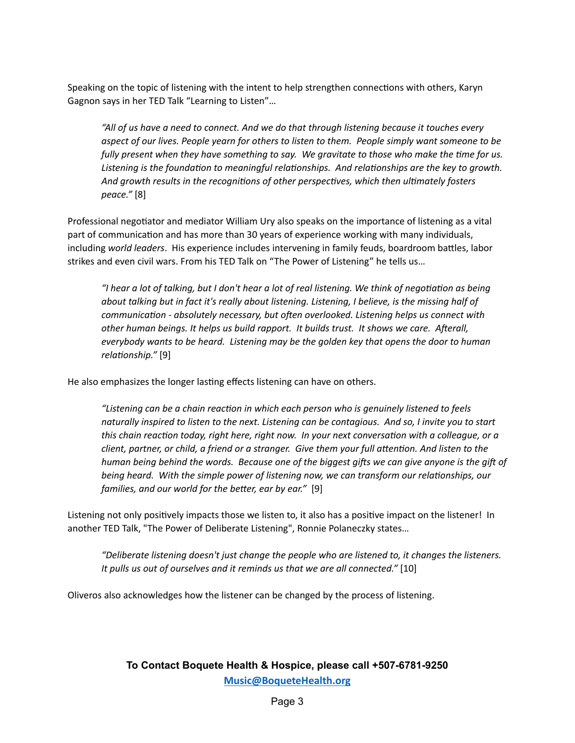Speaking on the topic of listening with the intent to help strengthen connections with others, Karyn Gagnon says in her TED Talk “Learning to Listen”…

> *“All of us have a need to connect. And we do that through listening because it touches every aspect of our lives. People yearn for others to listen to them. People simply want someone to be fully present when they have something to say. We gravitate to those who make the time for us. Listening is the foundation to meaningful relationships. And relationships are the key to growth. And growth results in the recognitions of other perspectives, which then ultimately fosters peace.”* [8]

Professional negotiator and mediator William Ury also speaks on the importance of listening as a vital part of communication and has more than 30 years of experience working with many individuals, including *world leaders*. His experience includes intervening in family feuds, boardroom battles, labor strikes and even civil wars. From his TED Talk on “The Power of Listening” he tells us…

> *“I hear a lot of talking, but I don't hear a lot of real listening. We think of negotiation as being about talking but in fact it's really about listening. Listening, I believe, is the missing half of communication - absolutely necessary, but often overlooked. Listening helps us connect with other human beings. It helps us build rapport. It builds trust. It shows we care. Afterall, everybody wants to be heard. Listening may be the golden key that opens the door to human relationship.”* [9]

He also emphasizes the longer lasting effects listening can have on others.

> *“Listening can be a chain reaction in which each person who is genuinely listened to feels naturally inspired to listen to the next. Listening can be contagious. And so, I invite you to start this chain reaction today, right here, right now. In your next conversation with a colleague, or a client, partner, or child, a friend or a stranger. Give them your full attention. And listen to the human being behind the words. Because one of the biggest gifts we can give anyone is the gift of being heard. With the simple power of listening now, we can transform our relationships, our families, and our world for the better, ear by ear.”* [9]

Listening not only positively impacts those we listen to, it also has a positive impact on the listener! In another TED Talk, "The Power of Deliberate Listening", Ronnie Polaneczky states…

> *“Deliberate listening doesn't just change the people who are listened to, it changes the listeners. It pulls us out of ourselves and it reminds us that we are all connected.”* [10]

Oliveros also acknowledges how the listener can be changed by the process of listening.

**To Contact Boquete Health & Hospice, please call +507-6781-9250**

Music@BoqueteHealth.org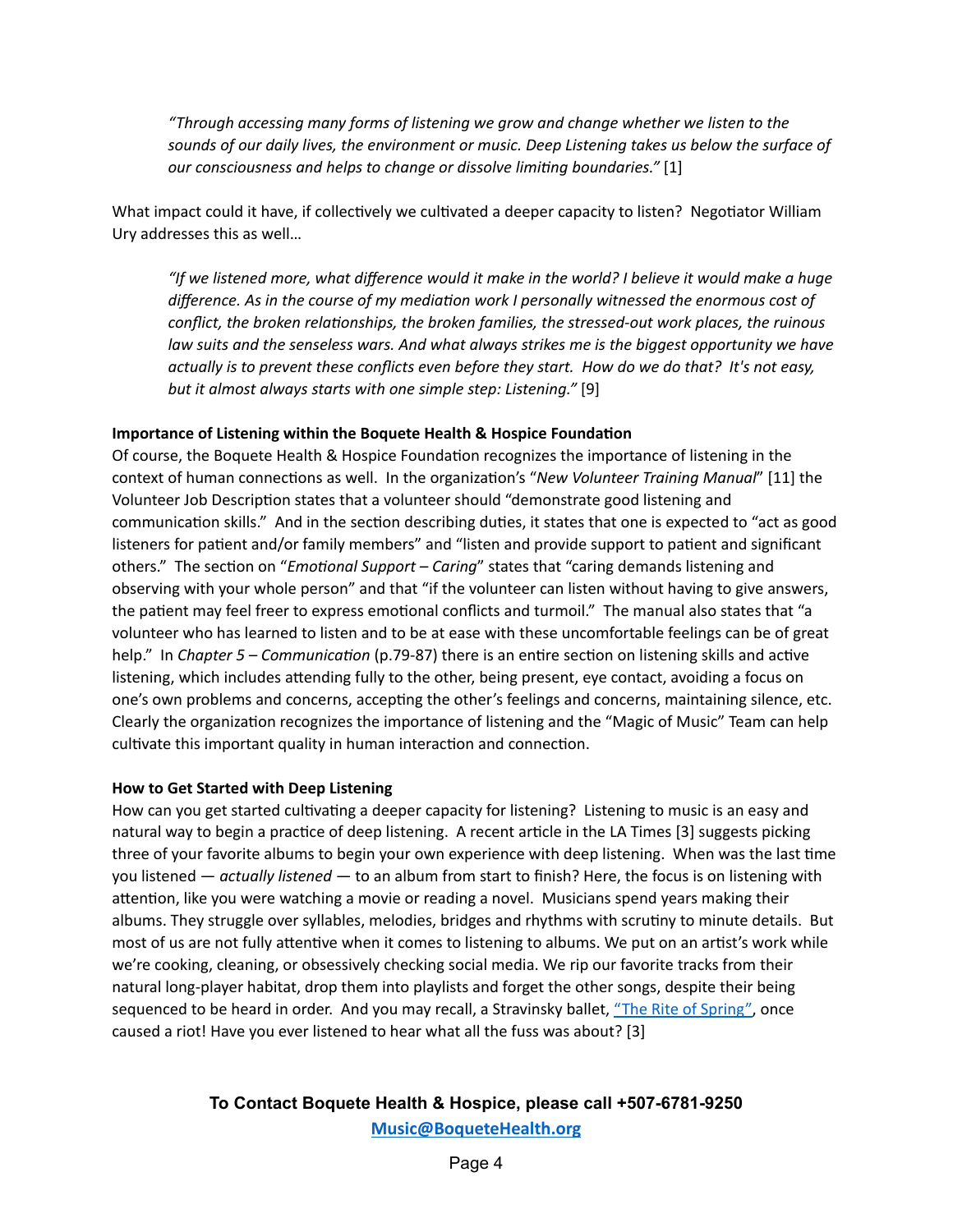> *"Through accessing many forms of listening we grow and change whether we listen to the sounds of our daily lives, the environment or music. Deep Listening takes us below the surface of our consciousness and helps to change or dissolve limiting boundaries."* [1]

What impact could it have, if collectively we cultivated a deeper capacity to listen? Negotiator William Ury addresses this as well…

> *"If we listened more, what difference would it make in the world? I believe it would make a huge difference. As in the course of my mediation work I personally witnessed the enormous cost of conflict, the broken relationships, the broken families, the stressed-out work places, the ruinous law suits and the senseless wars. And what always strikes me is the biggest opportunity we have actually is to prevent these conflicts even before they start. How do we do that? It's not easy, but it almost always starts with one simple step: Listening."* [9]

**Importance of Listening within the Boquete Health & Hospice Foundation**

Of course, the Boquete Health & Hospice Foundation recognizes the importance of listening in the context of human connections as well. In the organization's "*New Volunteer Training Manual*" [11] the Volunteer Job Description states that a volunteer should "demonstrate good listening and communication skills." And in the section describing duties, it states that one is expected to "act as good listeners for patient and/or family members" and "listen and provide support to patient and significant others." The section on "*Emotional Support – Caring*" states that "caring demands listening and observing with your whole person" and that "if the volunteer can listen without having to give answers, the patient may feel freer to express emotional conflicts and turmoil." The manual also states that "a volunteer who has learned to listen and to be at ease with these uncomfortable feelings can be of great help." In *Chapter 5 – Communication* (p.79-87) there is an entire section on listening skills and active listening, which includes attending fully to the other, being present, eye contact, avoiding a focus on one's own problems and concerns, accepting the other's feelings and concerns, maintaining silence, etc. Clearly the organization recognizes the importance of listening and the "Magic of Music" Team can help cultivate this important quality in human interaction and connection.

**How to Get Started with Deep Listening**

How can you get started cultivating a deeper capacity for listening? Listening to music is an easy and natural way to begin a practice of deep listening. A recent article in the LA Times [3] suggests picking three of your favorite albums to begin your own experience with deep listening. When was the last time you listened — *actually listened* — to an album from start to finish? Here, the focus is on listening with attention, like you were watching a movie or reading a novel. Musicians spend years making their albums. They struggle over syllables, melodies, bridges and rhythms with scrutiny to minute details. But most of us are not fully attentive when it comes to listening to albums. We put on an artist's work while we're cooking, cleaning, or obsessively checking social media. We rip our favorite tracks from their natural long-player habitat, drop them into playlists and forget the other songs, despite their being sequenced to be heard in order. And you may recall, a Stravinsky ballet, "The Rite of Spring", once caused a riot! Have you ever listened to hear what all the fuss was about? [3]

**To Contact Boquete Health & Hospice, please call +507-6781-9250**
**Music@BoqueteHealth.org**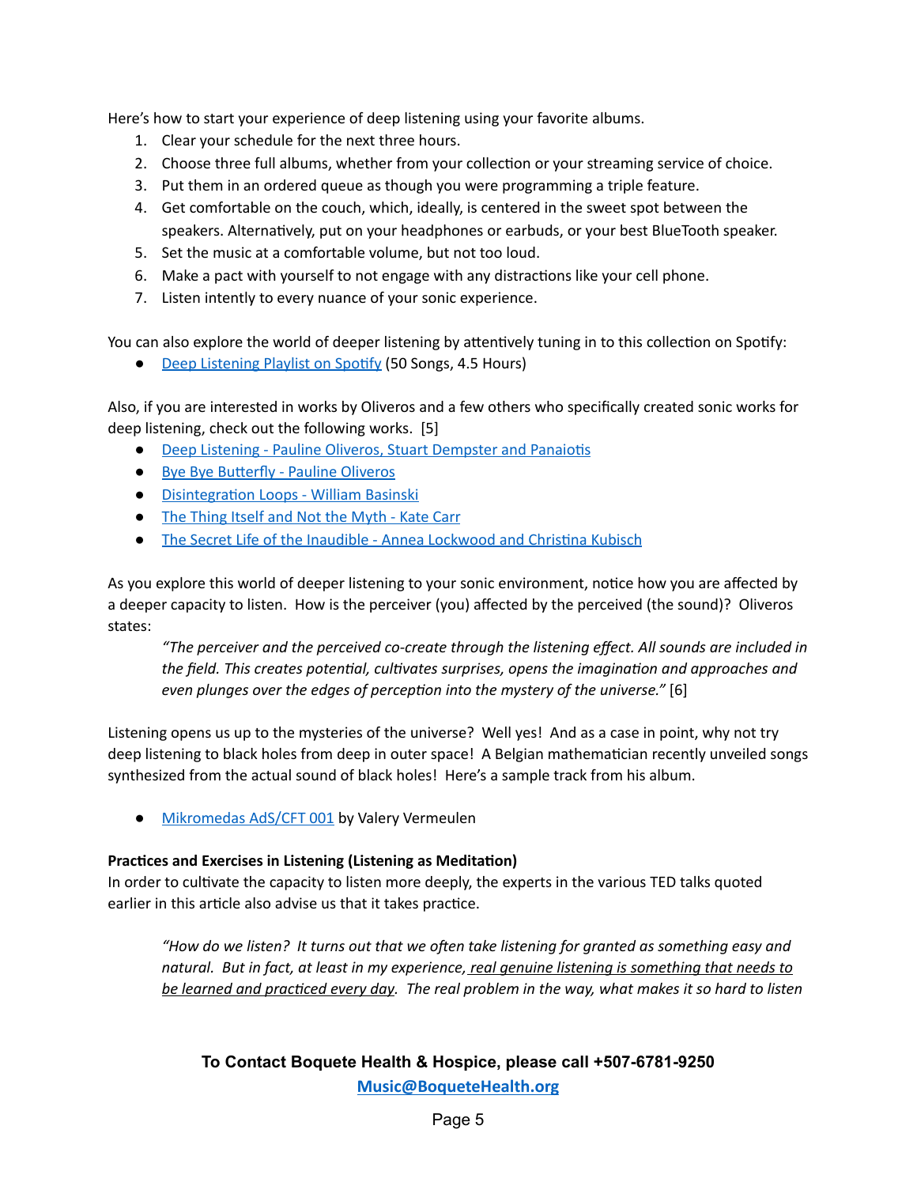Here's how to start your experience of deep listening using your favorite albums.

1. Clear your schedule for the next three hours.
2. Choose three full albums, whether from your collection or your streaming service of choice.
3. Put them in an ordered queue as though you were programming a triple feature.
4. Get comfortable on the couch, which, ideally, is centered in the sweet spot between the speakers. Alternatively, put on your headphones or earbuds, or your best BlueTooth speaker.
5. Set the music at a comfortable volume, but not too loud.
6. Make a pact with yourself to not engage with any distractions like your cell phone.
7. Listen intently to every nuance of your sonic experience.

You can also explore the world of deeper listening by attentively tuning in to this collection on Spotify:

- Deep Listening Playlist on Spotify (50 Songs, 4.5 Hours)

Also, if you are interested in works by Oliveros and a few others who specifically created sonic works for deep listening, check out the following works. [5]

- Deep Listening - Pauline Oliveros, Stuart Dempster and Panaiotis
- Bye Bye Butterfly - Pauline Oliveros
- Disintegration Loops - William Basinski
- The Thing Itself and Not the Myth - Kate Carr
- The Secret Life of the Inaudible - Annea Lockwood and Christina Kubisch

As you explore this world of deeper listening to your sonic environment, notice how you are affected by a deeper capacity to listen. How is the perceiver (you) affected by the perceived (the sound)? Oliveros states:

> *"The perceiver and the perceived co-create through the listening effect. All sounds are included in the field. This creates potential, cultivates surprises, opens the imagination and approaches and even plunges over the edges of perception into the mystery of the universe."* [6]

Listening opens us up to the mysteries of the universe? Well yes! And as a case in point, why not try deep listening to black holes from deep in outer space! A Belgian mathematician recently unveiled songs synthesized from the actual sound of black holes! Here's a sample track from his album.

- Mikromedas AdS/CFT 001 by Valery Vermeulen

**Practices and Exercises in Listening (Listening as Meditation)**
In order to cultivate the capacity to listen more deeply, the experts in the various TED talks quoted earlier in this article also advise us that it takes practice.

> *"How do we listen? It turns out that we often take listening for granted as something easy and natural. But in fact, at least in my experience, real genuine listening is something that needs to be learned and practiced every day. The real problem in the way, what makes it so hard to listen*

**To Contact Boquete Health & Hospice, please call +507-6781-9250**
**Music@BoqueteHealth.org**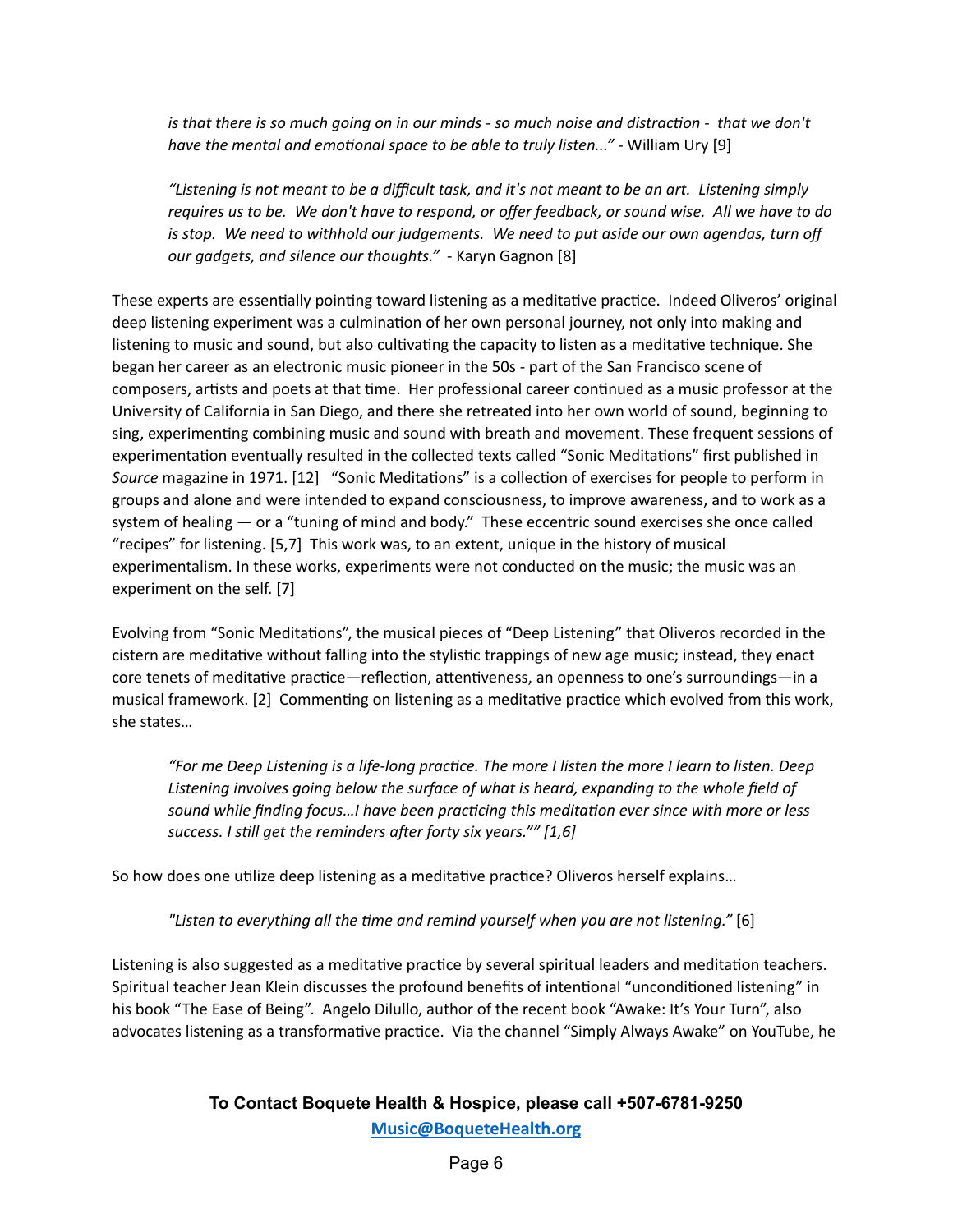*is that there is so much going on in our minds - so much noise and distraction - that we don't have the mental and emotional space to be able to truly listen..."* - William Ury [9]

> *"Listening is not meant to be a difficult task, and it's not meant to be an art. Listening simply requires us to be. We don't have to respond, or offer feedback, or sound wise. All we have to do is stop. We need to withhold our judgements. We need to put aside our own agendas, turn off our gadgets, and silence our thoughts."* - Karyn Gagnon [8]

These experts are essentially pointing toward listening as a meditative practice. Indeed Oliveros' original deep listening experiment was a culmination of her own personal journey, not only into making and listening to music and sound, but also cultivating the capacity to listen as a meditative technique. She began her career as an electronic music pioneer in the 50s - part of the San Francisco scene of composers, artists and poets at that time. Her professional career continued as a music professor at the University of California in San Diego, and there she retreated into her own world of sound, beginning to sing, experimenting combining music and sound with breath and movement. These frequent sessions of experimentation eventually resulted in the collected texts called "Sonic Meditations" first published in *Source* magazine in 1971. [12] "Sonic Meditations" is a collection of exercises for people to perform in groups and alone and were intended to expand consciousness, to improve awareness, and to work as a system of healing — or a "tuning of mind and body." These eccentric sound exercises she once called "recipes" for listening. [5,7] This work was, to an extent, unique in the history of musical experimentalism. In these works, experiments were not conducted on the music; the music was an experiment on the self. [7]

Evolving from "Sonic Meditations", the musical pieces of "Deep Listening" that Oliveros recorded in the cistern are meditative without falling into the stylistic trappings of new age music; instead, they enact core tenets of meditative practice—reflection, attentiveness, an openness to one's surroundings—in a musical framework. [2] Commenting on listening as a meditative practice which evolved from this work, she states…

> *"For me Deep Listening is a life-long practice. The more I listen the more I learn to listen. Deep Listening involves going below the surface of what is heard, expanding to the whole field of sound while finding focus…I have been practicing this meditation ever since with more or less success. I still get the reminders after forty six years."" [1,6]*

So how does one utilize deep listening as a meditative practice? Oliveros herself explains…

> *"Listen to everything all the time and remind yourself when you are not listening."* [6]

Listening is also suggested as a meditative practice by several spiritual leaders and meditation teachers. Spiritual teacher Jean Klein discusses the profound benefits of intentional "unconditioned listening" in his book "The Ease of Being". Angelo Dilullo, author of the recent book "Awake: It's Your Turn", also advocates listening as a transformative practice. Via the channel "Simply Always Awake" on YouTube, he

**To Contact Boquete Health & Hospice, please call +507-6781-9250**
**Music@BoqueteHealth.org**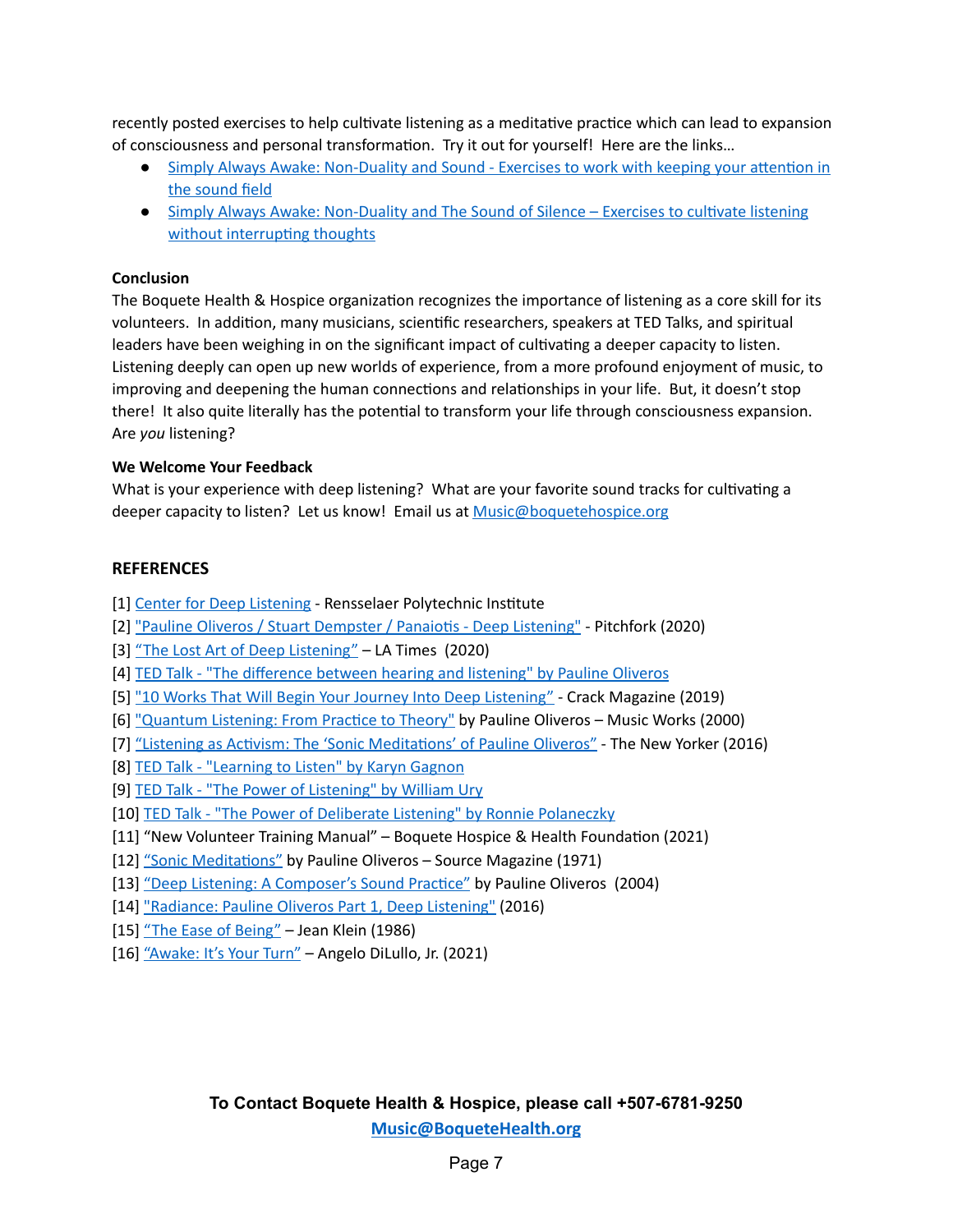recently posted exercises to help cultivate listening as a meditative practice which can lead to expansion of consciousness and personal transformation. Try it out for yourself! Here are the links…

- Simply Always Awake: Non-Duality and Sound - Exercises to work with keeping your attention in the sound field
- Simply Always Awake: Non-Duality and The Sound of Silence – Exercises to cultivate listening without interrupting thoughts

**Conclusion**

The Boquete Health & Hospice organization recognizes the importance of listening as a core skill for its volunteers. In addition, many musicians, scientific researchers, speakers at TED Talks, and spiritual leaders have been weighing in on the significant impact of cultivating a deeper capacity to listen. Listening deeply can open up new worlds of experience, from a more profound enjoyment of music, to improving and deepening the human connections and relationships in your life. But, it doesn't stop there! It also quite literally has the potential to transform your life through consciousness expansion. Are *you* listening?

**We Welcome Your Feedback**

What is your experience with deep listening? What are your favorite sound tracks for cultivating a deeper capacity to listen? Let us know! Email us at Music@boquetehospice.org

## REFERENCES

[1] Center for Deep Listening - Rensselaer Polytechnic Institute
[2] "Pauline Oliveros / Stuart Dempster / Panaiotis - Deep Listening" - Pitchfork (2020)
[3] "The Lost Art of Deep Listening" – LA Times (2020)
[4] TED Talk - "The difference between hearing and listening" by Pauline Oliveros
[5] "10 Works That Will Begin Your Journey Into Deep Listening" - Crack Magazine (2019)
[6] "Quantum Listening: From Practice to Theory" by Pauline Oliveros – Music Works (2000)
[7] "Listening as Activism: The 'Sonic Meditations' of Pauline Oliveros" - The New Yorker (2016)
[8] TED Talk - "Learning to Listen" by Karyn Gagnon
[9] TED Talk - "The Power of Listening" by William Ury
[10] TED Talk - "The Power of Deliberate Listening" by Ronnie Polaneczky
[11] "New Volunteer Training Manual" – Boquete Hospice & Health Foundation (2021)
[12] "Sonic Meditations" by Pauline Oliveros – Source Magazine (1971)
[13] "Deep Listening: A Composer's Sound Practice" by Pauline Oliveros (2004)
[14] "Radiance: Pauline Oliveros Part 1, Deep Listening" (2016)
[15] "The Ease of Being" – Jean Klein (1986)
[16] "Awake: It's Your Turn" – Angelo DiLullo, Jr. (2021)

**To Contact Boquete Health & Hospice, please call +507-6781-9250**
**Music@BoqueteHealth.org**